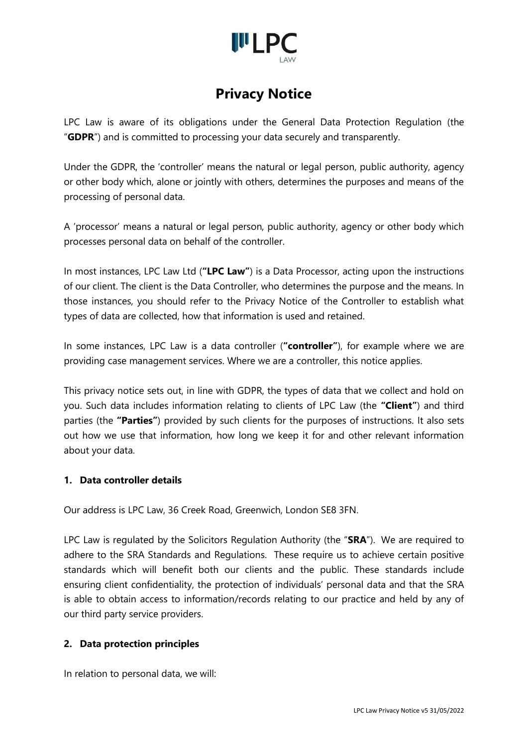# Privacy Notice

LPC Law is aware of its obligations under the General Data Protection Regulation (the "**GDPR**") and is committed to processing your data securely and transparently.

Under the GDPR, the 'controller' means the natural or legal person, public authority, agency or other body which, alone or jointly with others, determines the purposes and means of the processing of personal data.

A 'processor' means a natural or legal person, public authority, agency or other body which processes personal data on behalf of the controller.

In most instances, LPC Law Ltd (**"LPC Law"**) is a Data Processor, acting upon the instructions of our client. The client is the Data Controller, who determines the purpose and the means. In those instances, you should refer to the Privacy Notice of the Controller to establish what types of data are collected, how that information is used and retained.

In some instances, LPC Law is a data controller (**"controller"**), for example where we are providing case management services. Where we are a controller, this notice applies.

This privacy notice sets out, in line with GDPR, the types of data that we collect and hold on you. Such data includes information relating to clients of LPC Law (the **"Client"**) and third parties (the **"Parties"**) provided by such clients for the purposes of instructions. It also sets out how we use that information, how long we keep it for and other relevant information about your data.

## 1. Data controller details

Our address is LPC Law, 36 Creek Road, Greenwich, London SE8 3FN.

LPC Law is regulated by the Solicitors Regulation Authority (the "**SRA**"). We are required to adhere to the SRA Standards and Regulations. These require us to achieve certain positive standards which will benefit both our clients and the public. These standards include ensuring client confidentiality, the protection of individuals' personal data and that the SRA is able to obtain access to information/records relating to our practice and held by any of our third party service providers.

## 2. Data protection principles

In relation to personal data, we will: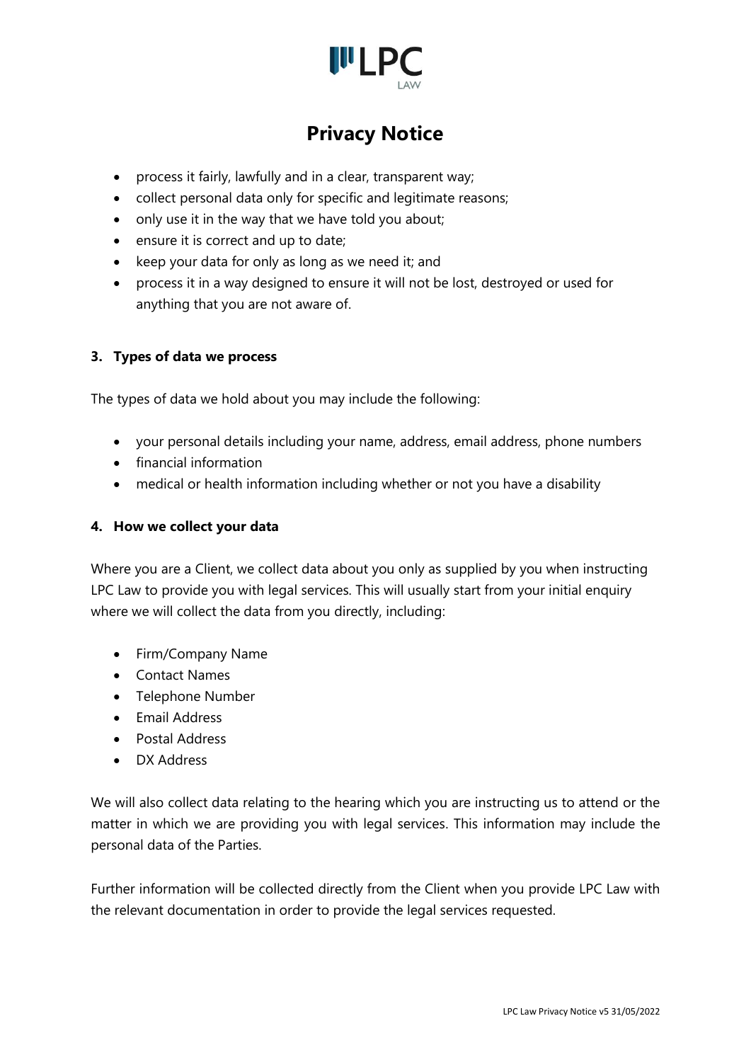# Privacy Notice

- process it fairly, lawfully and in a clear, transparent way;
- collect personal data only for specific and legitimate reasons;
- only use it in the way that we have told you about;
- ensure it is correct and up to date;
- keep your data for only as long as we need it; and
- process it in a way designed to ensure it will not be lost, destroyed or used for anything that you are not aware of.

## 3. Types of data we process

The types of data we hold about you may include the following:

- your personal details including your name, address, email address, phone numbers
- financial information
- medical or health information including whether or not you have a disability

## 4. How we collect your data

Where you are a Client, we collect data about you only as supplied by you when instructing LPC Law to provide you with legal services. This will usually start from your initial enquiry where we will collect the data from you directly, including:

- Firm/Company Name
- Contact Names
- Telephone Number
- Email Address
- Postal Address
- DX Address

We will also collect data relating to the hearing which you are instructing us to attend or the matter in which we are providing you with legal services. This information may include the personal data of the Parties.

Further information will be collected directly from the Client when you provide LPC Law with the relevant documentation in order to provide the legal services requested.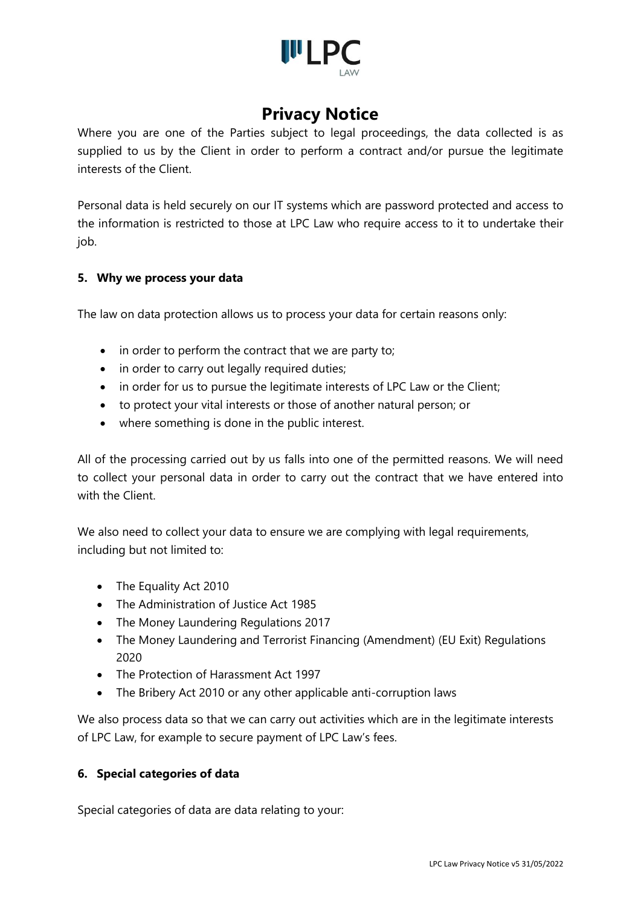# Privacy Notice

Where you are one of the Parties subject to legal proceedings, the data collected is as supplied to us by the Client in order to perform a contract and/or pursue the legitimate interests of the Client.

Personal data is held securely on our IT systems which are password protected and access to the information is restricted to those at LPC Law who require access to it to undertake their job.

## 5. Why we process your data

The law on data protection allows us to process your data for certain reasons only:

- in order to perform the contract that we are party to;
- in order to carry out legally required duties;
- in order for us to pursue the legitimate interests of LPC Law or the Client;
- to protect your vital interests or those of another natural person; or
- where something is done in the public interest.

All of the processing carried out by us falls into one of the permitted reasons. We will need to collect your personal data in order to carry out the contract that we have entered into with the Client.

We also need to collect your data to ensure we are complying with legal requirements, including but not limited to:

- The Equality Act 2010
- The Administration of Justice Act 1985
- The Money Laundering Regulations 2017
- The Money Laundering and Terrorist Financing (Amendment) (EU Exit) Regulations 2020
- The Protection of Harassment Act 1997
- The Bribery Act 2010 or any other applicable anti-corruption laws

We also process data so that we can carry out activities which are in the legitimate interests of LPC Law, for example to secure payment of LPC Law's fees.

## 6. Special categories of data

Special categories of data are data relating to your: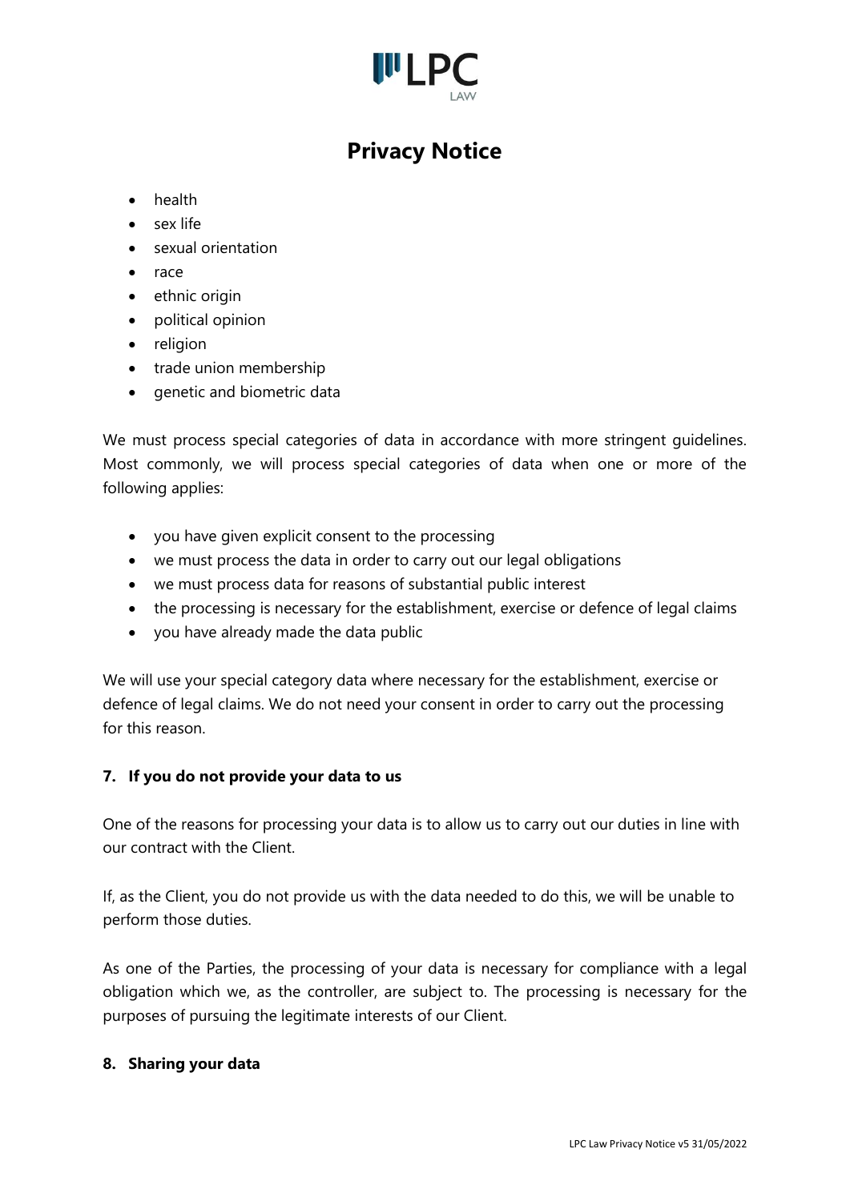- health
- sex life
- sexual orientation
- race
- ethnic origin
- political opinion
- religion
- trade union membership
- genetic and biometric data

We must process special categories of data in accordance with more stringent guidelines. Most commonly, we will process special categories of data when one or more of the following applies:

- you have given explicit consent to the processing
- we must process the data in order to carry out our legal obligations
- we must process data for reasons of substantial public interest
- the processing is necessary for the establishment, exercise or defence of legal claims
- you have already made the data public

We will use your special category data where necessary for the establishment, exercise or defence of legal claims. We do not need your consent in order to carry out the processing for this reason.

**7. If you do not provide your data to us**

One of the reasons for processing your data is to allow us to carry out our duties in line with our contract with the Client.

If, as the Client, you do not provide us with the data needed to do this, we will be unable to perform those duties.

As one of the Parties, the processing of your data is necessary for compliance with a legal obligation which we, as the controller, are subject to. The processing is necessary for the purposes of pursuing the legitimate interests of our Client.

**8. Sharing your data**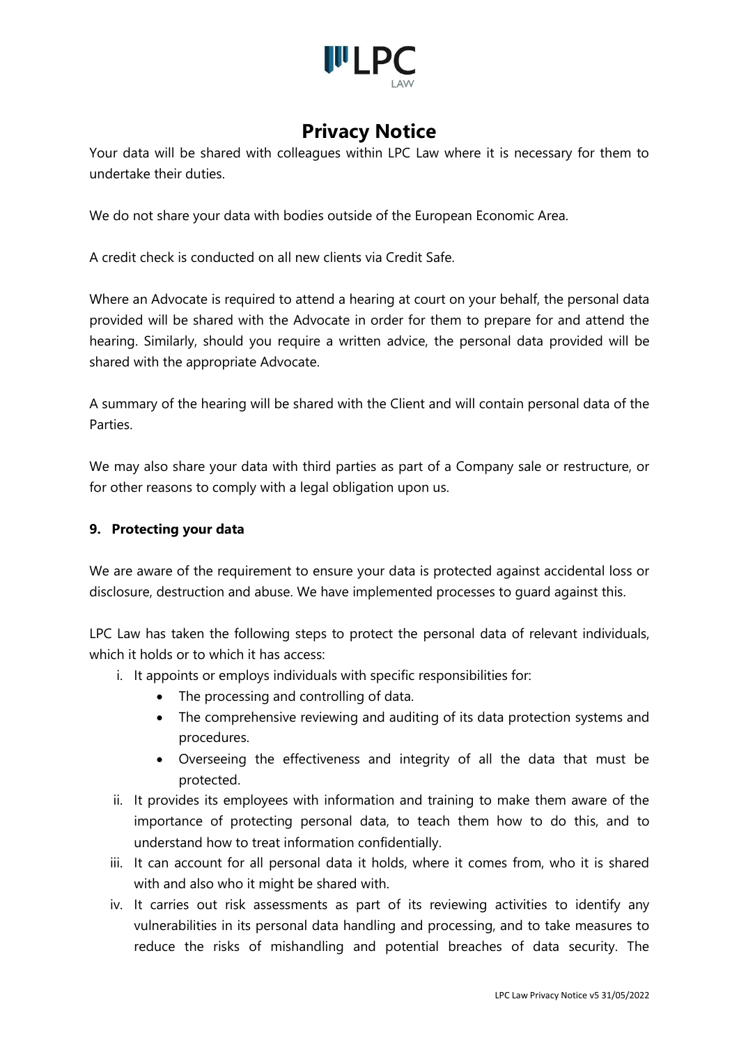Your data will be shared with colleagues within LPC Law where it is necessary for them to undertake their duties.

We do not share your data with bodies outside of the European Economic Area.

A credit check is conducted on all new clients via Credit Safe.

Where an Advocate is required to attend a hearing at court on your behalf, the personal data provided will be shared with the Advocate in order for them to prepare for and attend the hearing. Similarly, should you require a written advice, the personal data provided will be shared with the appropriate Advocate.

A summary of the hearing will be shared with the Client and will contain personal data of the Parties.

We may also share your data with third parties as part of a Company sale or restructure, or for other reasons to comply with a legal obligation upon us.

## 9. Protecting your data

We are aware of the requirement to ensure your data is protected against accidental loss or disclosure, destruction and abuse. We have implemented processes to guard against this.

LPC Law has taken the following steps to protect the personal data of relevant individuals, which it holds or to which it has access:

i. It appoints or employs individuals with specific responsibilities for:
   - The processing and controlling of data.
   - The comprehensive reviewing and auditing of its data protection systems and procedures.
   - Overseeing the effectiveness and integrity of all the data that must be protected.

ii. It provides its employees with information and training to make them aware of the importance of protecting personal data, to teach them how to do this, and to understand how to treat information confidentially.

iii. It can account for all personal data it holds, where it comes from, who it is shared with and also who it might be shared with.

iv. It carries out risk assessments as part of its reviewing activities to identify any vulnerabilities in its personal data handling and processing, and to take measures to reduce the risks of mishandling and potential breaches of data security. The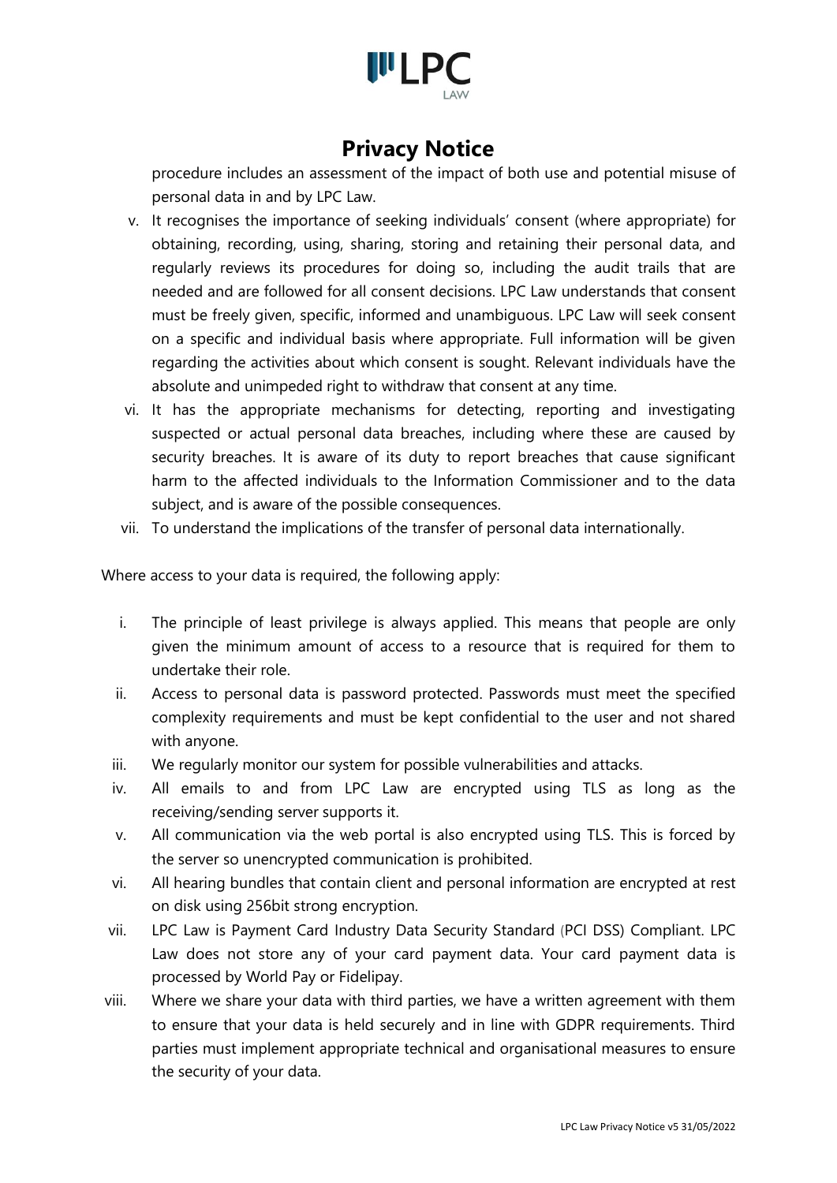procedure includes an assessment of the impact of both use and potential misuse of personal data in and by LPC Law.

v. It recognises the importance of seeking individuals' consent (where appropriate) for obtaining, recording, using, sharing, storing and retaining their personal data, and regularly reviews its procedures for doing so, including the audit trails that are needed and are followed for all consent decisions. LPC Law understands that consent must be freely given, specific, informed and unambiguous. LPC Law will seek consent on a specific and individual basis where appropriate. Full information will be given regarding the activities about which consent is sought. Relevant individuals have the absolute and unimpeded right to withdraw that consent at any time.
vi. It has the appropriate mechanisms for detecting, reporting and investigating suspected or actual personal data breaches, including where these are caused by security breaches. It is aware of its duty to report breaches that cause significant harm to the affected individuals to the Information Commissioner and to the data subject, and is aware of the possible consequences.
vii. To understand the implications of the transfer of personal data internationally.

Where access to your data is required, the following apply:

i. The principle of least privilege is always applied. This means that people are only given the minimum amount of access to a resource that is required for them to undertake their role.
ii. Access to personal data is password protected. Passwords must meet the specified complexity requirements and must be kept confidential to the user and not shared with anyone.
iii. We regularly monitor our system for possible vulnerabilities and attacks.
iv. All emails to and from LPC Law are encrypted using TLS as long as the receiving/sending server supports it.
v. All communication via the web portal is also encrypted using TLS. This is forced by the server so unencrypted communication is prohibited.
vi. All hearing bundles that contain client and personal information are encrypted at rest on disk using 256bit strong encryption.
vii. LPC Law is Payment Card Industry Data Security Standard (PCI DSS) Compliant. LPC Law does not store any of your card payment data. Your card payment data is processed by World Pay or Fidelipay.
viii. Where we share your data with third parties, we have a written agreement with them to ensure that your data is held securely and in line with GDPR requirements. Third parties must implement appropriate technical and organisational measures to ensure the security of your data.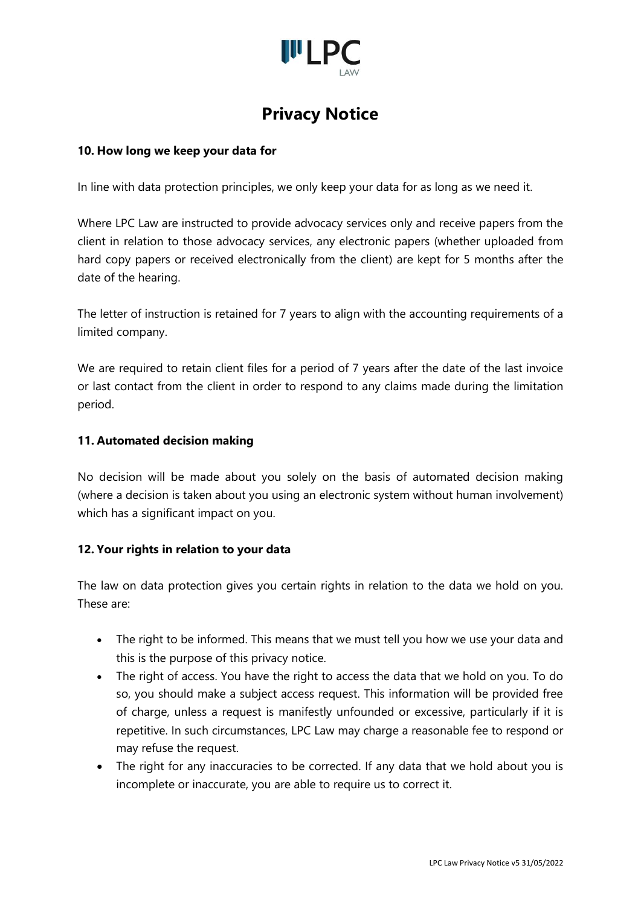# Privacy Notice

**10. How long we keep your data for**

In line with data protection principles, we only keep your data for as long as we need it.

Where LPC Law are instructed to provide advocacy services only and receive papers from the client in relation to those advocacy services, any electronic papers (whether uploaded from hard copy papers or received electronically from the client) are kept for 5 months after the date of the hearing.

The letter of instruction is retained for 7 years to align with the accounting requirements of a limited company.

We are required to retain client files for a period of 7 years after the date of the last invoice or last contact from the client in order to respond to any claims made during the limitation period.

**11. Automated decision making**

No decision will be made about you solely on the basis of automated decision making (where a decision is taken about you using an electronic system without human involvement) which has a significant impact on you.

**12. Your rights in relation to your data**

The law on data protection gives you certain rights in relation to the data we hold on you. These are:

- The right to be informed. This means that we must tell you how we use your data and this is the purpose of this privacy notice.
- The right of access. You have the right to access the data that we hold on you. To do so, you should make a subject access request. This information will be provided free of charge, unless a request is manifestly unfounded or excessive, particularly if it is repetitive. In such circumstances, LPC Law may charge a reasonable fee to respond or may refuse the request.
- The right for any inaccuracies to be corrected. If any data that we hold about you is incomplete or inaccurate, you are able to require us to correct it.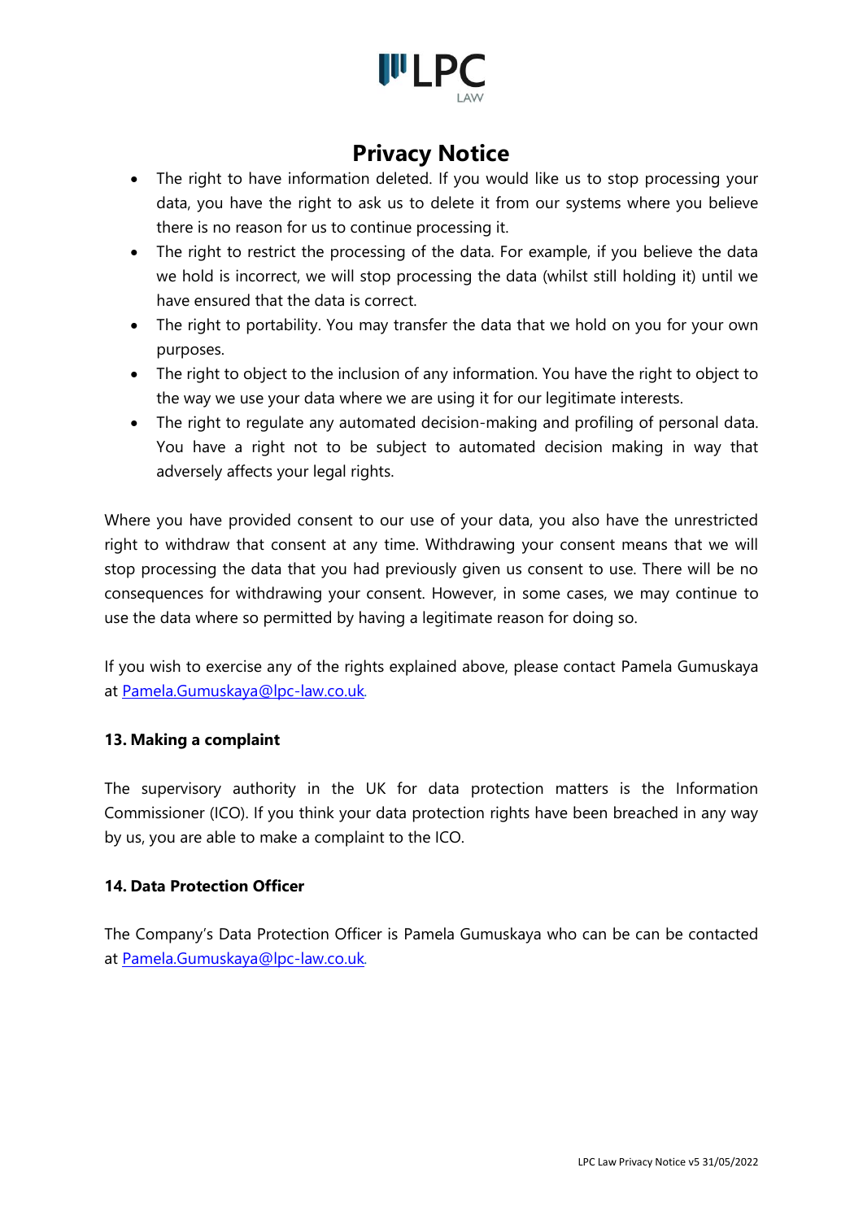# Privacy Notice

- The right to have information deleted. If you would like us to stop processing your data, you have the right to ask us to delete it from our systems where you believe there is no reason for us to continue processing it.
- The right to restrict the processing of the data. For example, if you believe the data we hold is incorrect, we will stop processing the data (whilst still holding it) until we have ensured that the data is correct.
- The right to portability. You may transfer the data that we hold on you for your own purposes.
- The right to object to the inclusion of any information. You have the right to object to the way we use your data where we are using it for our legitimate interests.
- The right to regulate any automated decision-making and profiling of personal data. You have a right not to be subject to automated decision making in way that adversely affects your legal rights.

Where you have provided consent to our use of your data, you also have the unrestricted right to withdraw that consent at any time. Withdrawing your consent means that we will stop processing the data that you had previously given us consent to use. There will be no consequences for withdrawing your consent. However, in some cases, we may continue to use the data where so permitted by having a legitimate reason for doing so.

If you wish to exercise any of the rights explained above, please contact Pamela Gumuskaya at Pamela.Gumuskaya@lpc-law.co.uk.

**13. Making a complaint**

The supervisory authority in the UK for data protection matters is the Information Commissioner (ICO). If you think your data protection rights have been breached in any way by us, you are able to make a complaint to the ICO.

**14. Data Protection Officer**

The Company's Data Protection Officer is Pamela Gumuskaya who can be can be contacted at Pamela.Gumuskaya@lpc-law.co.uk.